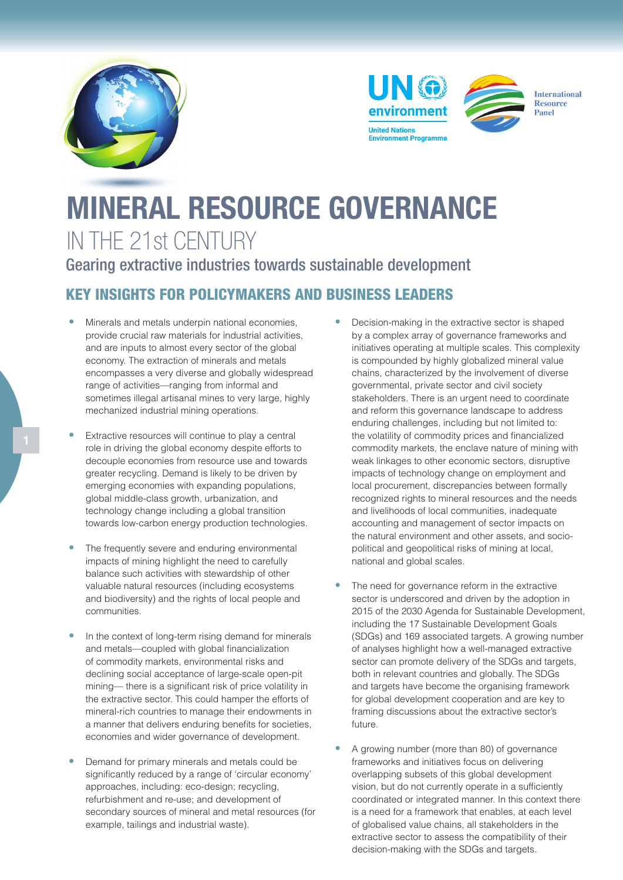# MINERAL RESOURCE GOVERNANCE

## IN THE 21st CENTURY

### Gearing extractive industries towards sustainable development

## KEY INSIGHTS FOR POLICYMAKERS AND BUSINESS LEADERS

- Minerals and metals underpin national economies, provide crucial raw materials for industrial activities, and are inputs to almost every sector of the global economy. The extraction of minerals and metals encompasses a very diverse and globally widespread range of activities—ranging from informal and sometimes illegal artisanal mines to very large, highly mechanized industrial mining operations.

- Extractive resources will continue to play a central role in driving the global economy despite efforts to decouple economies from resource use and towards greater recycling. Demand is likely to be driven by emerging economies with expanding populations, global middle-class growth, urbanization, and technology change including a global transition towards low-carbon energy production technologies.

- The frequently severe and enduring environmental impacts of mining highlight the need to carefully balance such activities with stewardship of other valuable natural resources (including ecosystems and biodiversity) and the rights of local people and communities.

- In the context of long-term rising demand for minerals and metals—coupled with global financialization of commodity markets, environmental risks and declining social acceptance of large-scale open-pit mining— there is a significant risk of price volatility in the extractive sector. This could hamper the efforts of mineral-rich countries to manage their endowments in a manner that delivers enduring benefits for societies, economies and wider governance of development.

- Demand for primary minerals and metals could be significantly reduced by a range of 'circular economy' approaches, including: eco-design; recycling, refurbishment and re-use; and development of secondary sources of mineral and metal resources (for example, tailings and industrial waste).

- Decision-making in the extractive sector is shaped by a complex array of governance frameworks and initiatives operating at multiple scales. This complexity is compounded by highly globalized mineral value chains, characterized by the involvement of diverse governmental, private sector and civil society stakeholders. There is an urgent need to coordinate and reform this governance landscape to address enduring challenges, including but not limited to: the volatility of commodity prices and financialized commodity markets, the enclave nature of mining with weak linkages to other economic sectors, disruptive impacts of technology change on employment and local procurement, discrepancies between formally recognized rights to mineral resources and the needs and livelihoods of local communities, inadequate accounting and management of sector impacts on the natural environment and other assets, and socio-political and geopolitical risks of mining at local, national and global scales.

- The need for governance reform in the extractive sector is underscored and driven by the adoption in 2015 of the 2030 Agenda for Sustainable Development, including the 17 Sustainable Development Goals (SDGs) and 169 associated targets. A growing number of analyses highlight how a well-managed extractive sector can promote delivery of the SDGs and targets, both in relevant countries and globally. The SDGs and targets have become the organising framework for global development cooperation and are key to framing discussions about the extractive sector's future.

- A growing number (more than 80) of governance frameworks and initiatives focus on delivering overlapping subsets of this global development vision, but do not currently operate in a sufficiently coordinated or integrated manner. In this context there is a need for a framework that enables, at each level of globalised value chains, all stakeholders in the extractive sector to assess the compatibility of their decision-making with the SDGs and targets.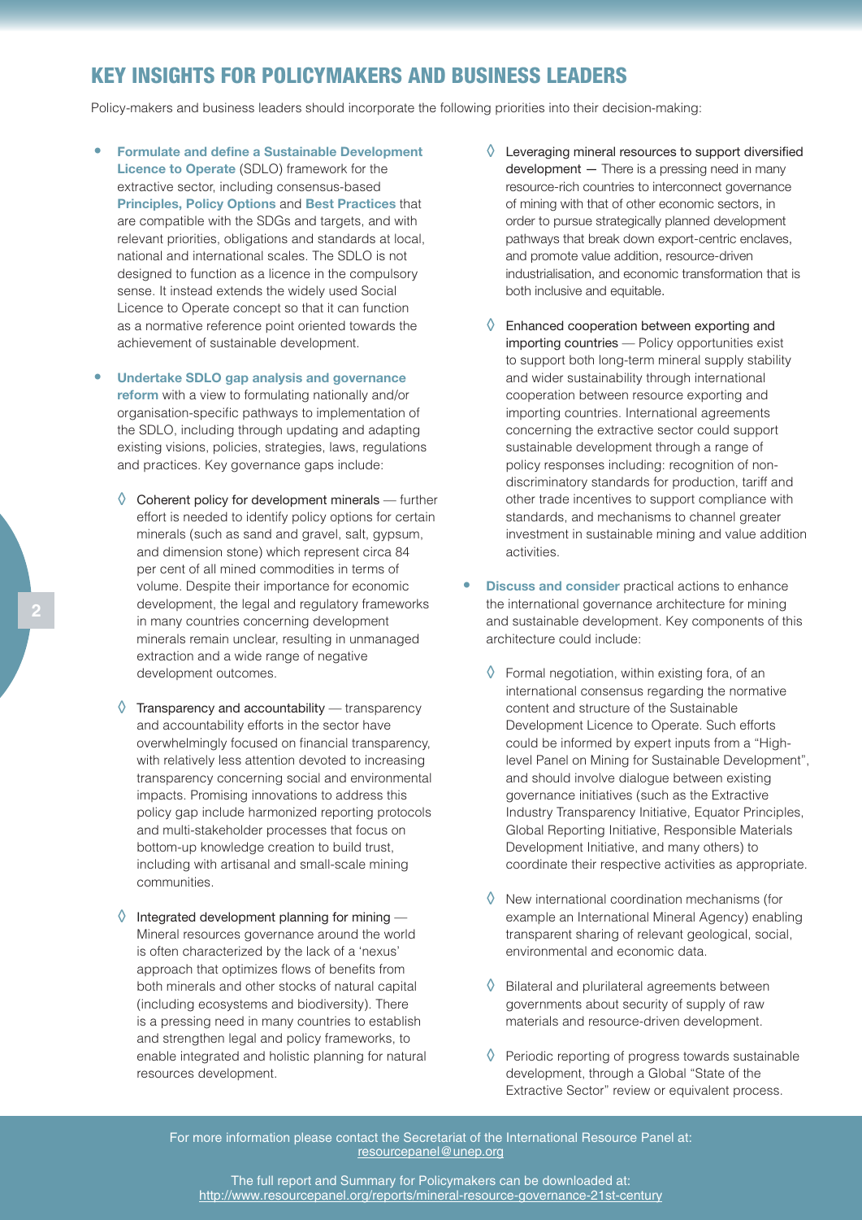## KEY INSIGHTS FOR POLICYMAKERS AND BUSINESS LEADERS

Policy-makers and business leaders should incorporate the following priorities into their decision-making:

- **Formulate and define a Sustainable Development Licence to Operate** (SDLO) framework for the extractive sector, including consensus-based **Principles, Policy Options** and **Best Practices** that are compatible with the SDGs and targets, and with relevant priorities, obligations and standards at local, national and international scales. The SDLO is not designed to function as a licence in the compulsory sense. It instead extends the widely used Social Licence to Operate concept so that it can function as a normative reference point oriented towards the achievement of sustainable development.

- **Undertake SDLO gap analysis and governance reform** with a view to formulating nationally and/or organisation-specific pathways to implementation of the SDLO, including through updating and adapting existing visions, policies, strategies, laws, regulations and practices. Key governance gaps include:

  - ◊ Coherent policy for development minerals — further effort is needed to identify policy options for certain minerals (such as sand and gravel, salt, gypsum, and dimension stone) which represent circa 84 per cent of all mined commodities in terms of volume. Despite their importance for economic development, the legal and regulatory frameworks in many countries concerning development minerals remain unclear, resulting in unmanaged extraction and a wide range of negative development outcomes.

  - ◊ Transparency and accountability — transparency and accountability efforts in the sector have overwhelmingly focused on financial transparency, with relatively less attention devoted to increasing transparency concerning social and environmental impacts. Promising innovations to address this policy gap include harmonized reporting protocols and multi-stakeholder processes that focus on bottom-up knowledge creation to build trust, including with artisanal and small-scale mining communities.

  - ◊ Integrated development planning for mining — Mineral resources governance around the world is often characterized by the lack of a 'nexus' approach that optimizes flows of benefits from both minerals and other stocks of natural capital (including ecosystems and biodiversity). There is a pressing need in many countries to establish and strengthen legal and policy frameworks, to enable integrated and holistic planning for natural resources development.

  - ◊ Leveraging mineral resources to support diversified development — There is a pressing need in many resource-rich countries to interconnect governance of mining with that of other economic sectors, in order to pursue strategically planned development pathways that break down export-centric enclaves, and promote value addition, resource-driven industrialisation, and economic transformation that is both inclusive and equitable.

  - ◊ Enhanced cooperation between exporting and importing countries — Policy opportunities exist to support both long-term mineral supply stability and wider sustainability through international cooperation between resource exporting and importing countries. International agreements concerning the extractive sector could support sustainable development through a range of policy responses including: recognition of non-discriminatory standards for production, tariff and other trade incentives to support compliance with standards, and mechanisms to channel greater investment in sustainable mining and value addition activities.

- **Discuss and consider** practical actions to enhance the international governance architecture for mining and sustainable development. Key components of this architecture could include:

  - ◊ Formal negotiation, within existing fora, of an international consensus regarding the normative content and structure of the Sustainable Development Licence to Operate. Such efforts could be informed by expert inputs from a "High-level Panel on Mining for Sustainable Development", and should involve dialogue between existing governance initiatives (such as the Extractive Industry Transparency Initiative, Equator Principles, Global Reporting Initiative, Responsible Materials Development Initiative, and many others) to coordinate their respective activities as appropriate.

  - ◊ New international coordination mechanisms (for example an International Mineral Agency) enabling transparent sharing of relevant geological, social, environmental and economic data.

  - ◊ Bilateral and plurilateral agreements between governments about security of supply of raw materials and resource-driven development.

  - ◊ Periodic reporting of progress towards sustainable development, through a Global "State of the Extractive Sector" review or equivalent process.

For more information please contact the Secretariat of the International Resource Panel at:
resourcepanel@unep.org

The full report and Summary for Policymakers can be downloaded at:
http://www.resourcepanel.org/reports/mineral-resource-governance-21st-century